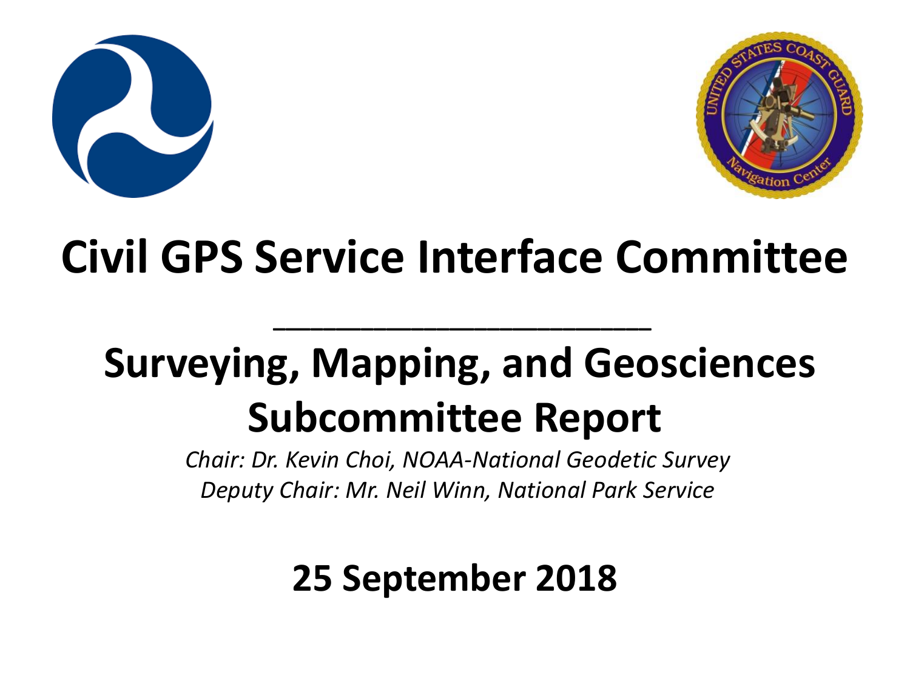# Civil GPS Service Interface Committee

---

## Surveying, Mapping, and Geosciences Subcommittee Report

*Chair: Dr. Kevin Choi, NOAA-National Geodetic Survey*
*Deputy Chair: Mr. Neil Winn, National Park Service*

**25 September 2018**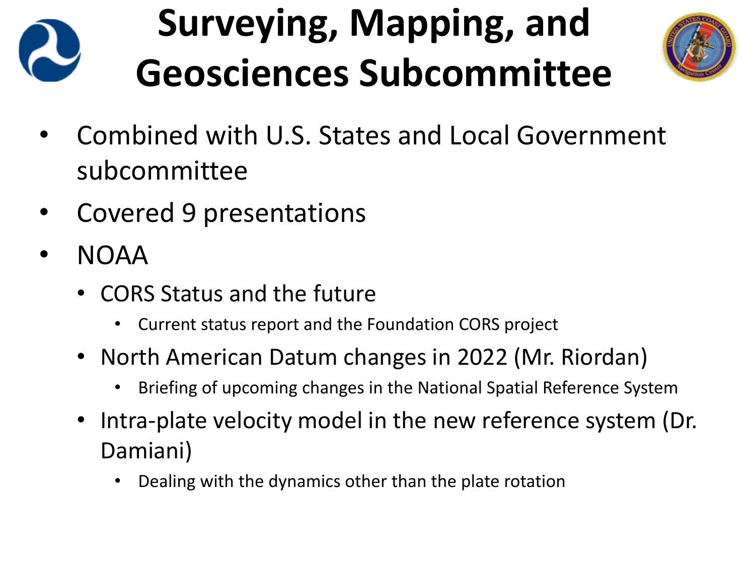# Surveying, Mapping, and Geosciences Subcommittee

- Combined with U.S. States and Local Government subcommittee
- Covered 9 presentations
- NOAA
  - CORS Status and the future
    - Current status report and the Foundation CORS project
  - North American Datum changes in 2022 (Mr. Riordan)
    - Briefing of upcoming changes in the National Spatial Reference System
  - Intra-plate velocity model in the new reference system (Dr. Damiani)
    - Dealing with the dynamics other than the plate rotation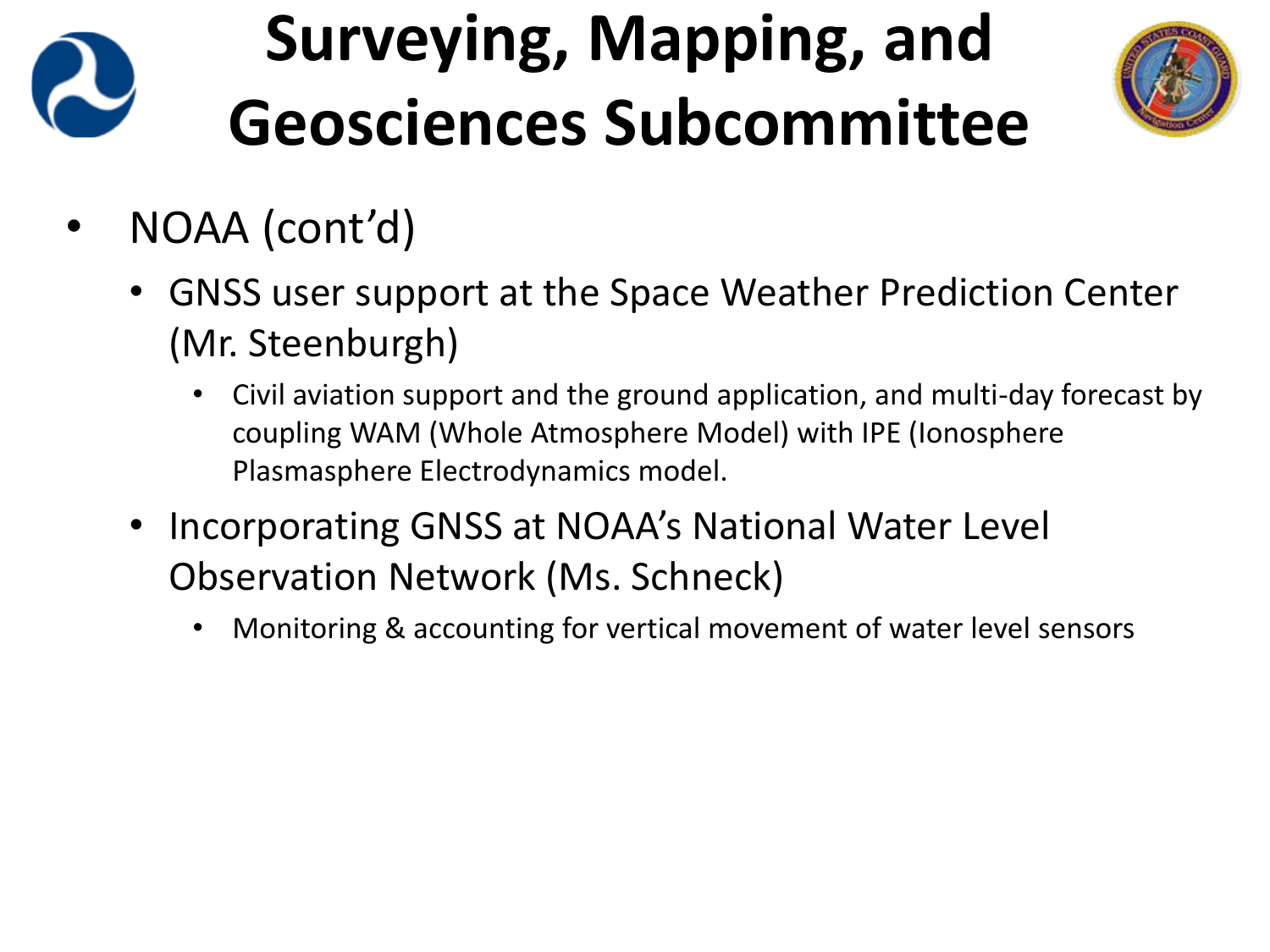# Surveying, Mapping, and Geosciences Subcommittee

- NOAA (cont'd)
  - GNSS user support at the Space Weather Prediction Center (Mr. Steenburgh)
    - Civil aviation support and the ground application, and multi-day forecast by coupling WAM (Whole Atmosphere Model) with IPE (Ionosphere Plasmasphere Electrodynamics model.
  - Incorporating GNSS at NOAA's National Water Level Observation Network (Ms. Schneck)
    - Monitoring & accounting for vertical movement of water level sensors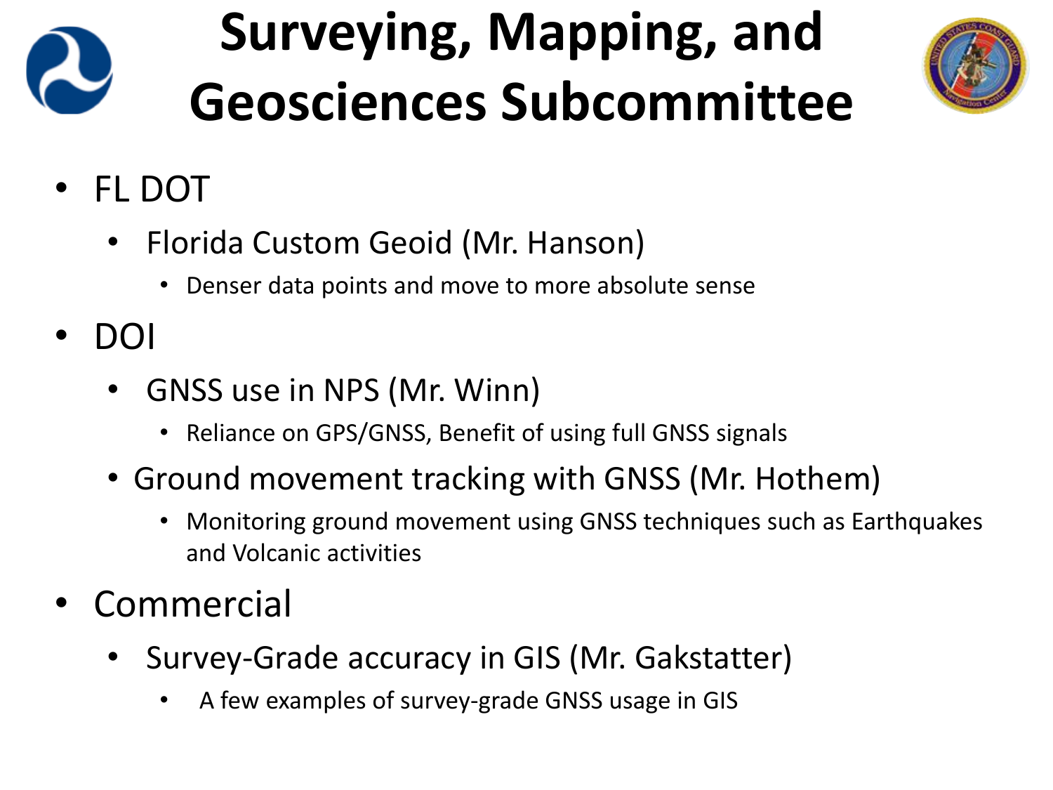# Surveying, Mapping, and Geosciences Subcommittee

- FL DOT
  - Florida Custom Geoid (Mr. Hanson)
    - Denser data points and move to more absolute sense
- DOI
  - GNSS use in NPS (Mr. Winn)
    - Reliance on GPS/GNSS, Benefit of using full GNSS signals
  - Ground movement tracking with GNSS (Mr. Hothem)
    - Monitoring ground movement using GNSS techniques such as Earthquakes and Volcanic activities
- Commercial
  - Survey-Grade accuracy in GIS (Mr. Gakstatter)
    - A few examples of survey-grade GNSS usage in GIS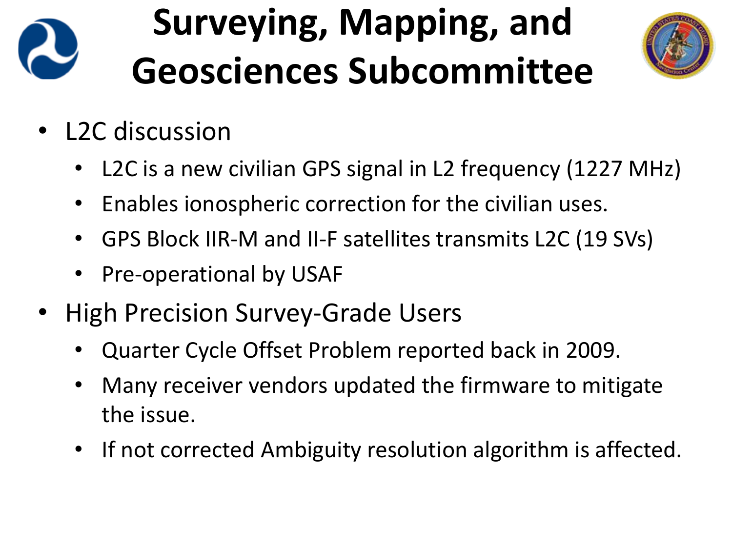# Surveying, Mapping, and Geosciences Subcommittee

- L2C discussion
  - L2C is a new civilian GPS signal in L2 frequency (1227 MHz)
  - Enables ionospheric correction for the civilian uses.
  - GPS Block IIR-M and II-F satellites transmits L2C (19 SVs)
  - Pre-operational by USAF
- High Precision Survey-Grade Users
  - Quarter Cycle Offset Problem reported back in 2009.
  - Many receiver vendors updated the firmware to mitigate the issue.
  - If not corrected Ambiguity resolution algorithm is affected.